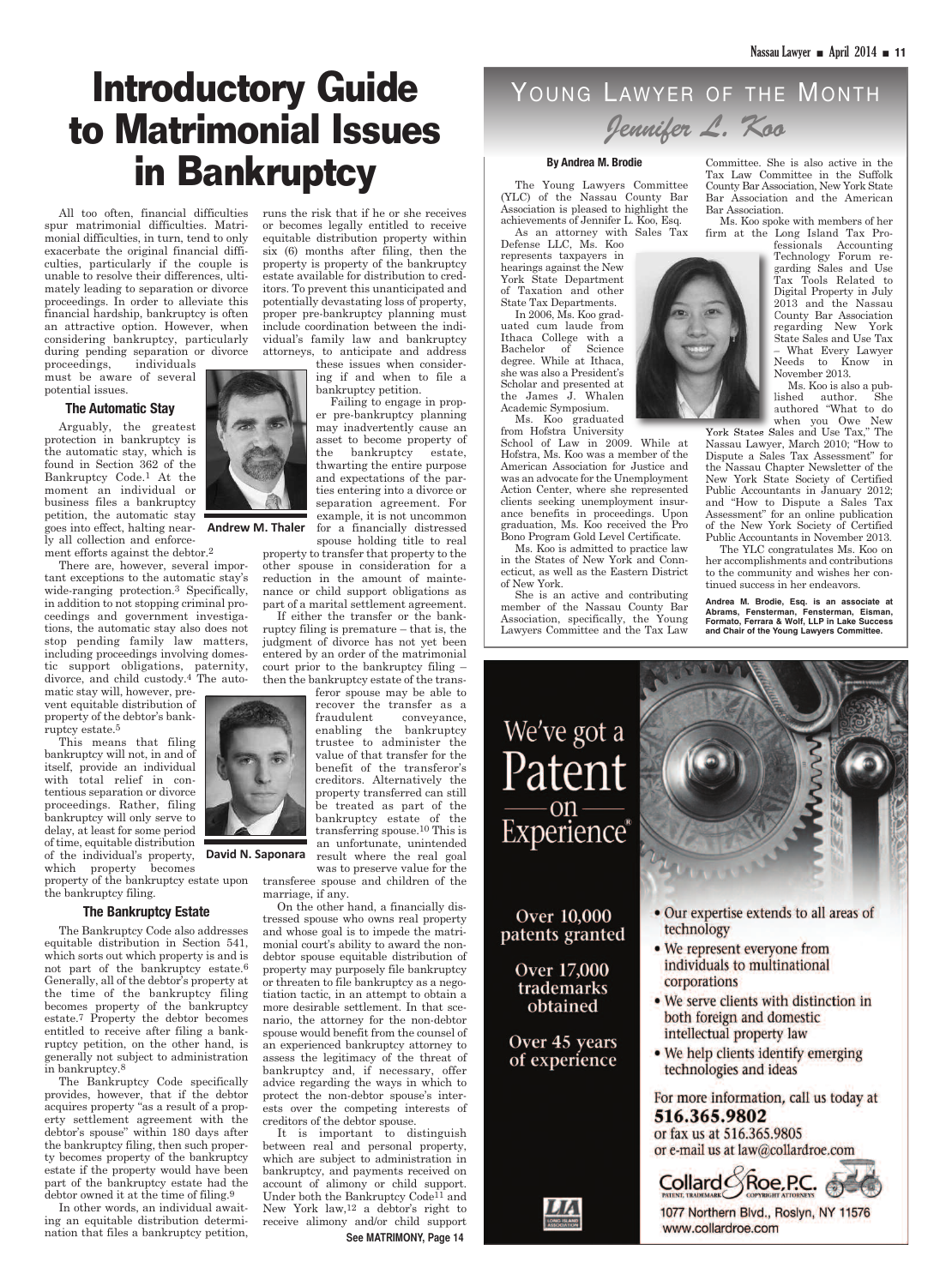# Introductory Guide to Matrimonial Issues in Bankruptcy

All too often, financial difficulties spur matrimonial difficulties. Matrimonial difficulties, in turn, tend to only exacerbate the original financial difficulties, particularly if the couple is unable to resolve their differences, ultimately leading to separation or divorce proceedings. In order to alleviate this financial hardship, bankruptcy is often an attractive option. However, when considering bankruptcy, particularly during pending separation or divorce proceedings, individuals must be aware of several potential issues.

Andrew M. Thaler

### The Automatic Stay

Arguably, the greatest protection in bankruptcy is the automatic stay, which is found in Section 362 of the Bankruptcy Code.[1] At the moment an individual or business files a bankruptcy petition, the automatic stay goes into effect, halting nearly all collection and enforcement efforts against the debtor.[2]

There are, however, several important exceptions to the automatic stay's wide-ranging protection.[3] Specifically, in addition to not stopping criminal proceedings and government investigations, the automatic stay also does not stop pending family law matters, including proceedings involving domestic support obligations, paternity, divorce, and child custody.[4] The automatic stay will, however, prevent equitable distribution of property of the debtor's bankruptcy estate.[5]

This means that filing bankruptcy will not, in and of itself, provide an individual with total relief in contentious separation or divorce proceedings. Rather, filing bankruptcy will only serve to delay, at least for some period of time, equitable distribution of the individual's property, which property becomes property of the bankruptcy estate upon the bankruptcy filing.

David N. Saponara

### The Bankruptcy Estate

The Bankruptcy Code also addresses equitable distribution in Section 541, which sorts out which property is and is not part of the bankruptcy estate.[6] Generally, all of the debtor's property at the time of the bankruptcy filing becomes property of the bankruptcy estate.[7] Property the debtor becomes entitled to receive after filing a bankruptcy petition, on the other hand, is generally not subject to administration in bankruptcy.[8]

The Bankruptcy Code specifically provides, however, that if the debtor acquires property "as a result of a property settlement agreement with the debtor's spouse" within 180 days after the bankruptcy filing, then such property becomes property of the bankruptcy estate if the property would have been part of the bankruptcy estate had the debtor owned it at the time of filing.[9]

In other words, an individual awaiting an equitable distribution determination that files a bankruptcy petition, runs the risk that if he or she receives or becomes legally entitled to receive equitable distribution property within six (6) months after filing, then the property is property of the bankruptcy estate available for distribution to creditors. To prevent this unanticipated and potentially devastating loss of property, proper pre-bankruptcy planning must include coordination between the individual's family law and bankruptcy attorneys, to anticipate and address these issues when considering if and when to file a bankruptcy petition.

Failing to engage in proper pre-bankruptcy planning may inadvertently cause an asset to become property of the bankruptcy estate, thwarting the entire purpose and expectations of the parties entering into a divorce or separation agreement. For example, it is not uncommon for a financially distressed spouse holding title to real property to transfer that property to the other spouse in consideration for a reduction in the amount of maintenance or child support obligations as part of a marital settlement agreement.

If either the transfer or the bankruptcy filing is premature – that is, the judgment of divorce has not yet been entered by an order of the matrimonial court prior to the bankruptcy filing – then the bankruptcy estate of the transferor spouse may be able to recover the transfer as a fraudulent conveyance, enabling the bankruptcy trustee to administer the value of that transfer for the benefit of the transferor's creditors. Alternatively the property transferred can still be treated as part of the bankruptcy estate of the transferring spouse.[10] This is an unfortunate, unintended result where the real goal was to preserve value for the transferee spouse and children of the marriage, if any.

On the other hand, a financially distressed spouse who owns real property and whose goal is to impede the matrimonial court's ability to award the non-debtor spouse equitable distribution of property may purposely file bankruptcy or threaten to file bankruptcy as a negotiation tactic, in an attempt to obtain a more desirable settlement. In that scenario, the attorney for the non-debtor spouse would benefit from the counsel of an experienced bankruptcy attorney to assess the legitimacy of the threat of bankruptcy and, if necessary, offer advice regarding the ways in which to protect the non-debtor spouse's interests over the competing interests of creditors of the debtor spouse.

It is important to distinguish between real and personal property, which are subject to administration in bankruptcy, and payments received on account of alimony or child support. Under both the Bankruptcy Code[11] and New York law,[12] a debtor's right to receive alimony and/or child support

See MATRIMONY, Page 14

---

# YOUNG LAWYER OF THE MONTH

## *Jennifer L. Koo*

**By Andrea M. Brodie**

The Young Lawyers Committee (YLC) of the Nassau County Bar Association is pleased to highlight the achievements of Jennifer L. Koo, Esq.

As an attorney with Sales Tax Defense LLC, Ms. Koo represents taxpayers in hearings against the New York State Department of Taxation and other State Tax Departments.

In 2006, Ms. Koo graduated cum laude from Ithaca College with a Bachelor of Science degree. While at Ithaca, she was also a President's Scholar and presented at the James J. Whalen Academic Symposium.

Ms. Koo graduated from Hofstra University School of Law in 2009. While at Hofstra, Ms. Koo was a member of the American Association for Justice and was an advocate for the Unemployment Action Center, where she represented clients seeking unemployment insurance benefits in proceedings. Upon graduation, Ms. Koo received the Pro Bono Program Gold Level Certificate.

Ms. Koo is admitted to practice law in the States of New York and Connecticut, as well as the Eastern District of New York.

She is an active and contributing member of the Nassau County Bar Association, specifically, the Young Lawyers Committee and the Tax Law Committee. She is also active in the Tax Law Committee in the Suffolk County Bar Association, New York State Bar Association and the American Bar Association.

Ms. Koo spoke with members of her firm at the Long Island Tax Professionals Accounting Technology Forum regarding Sales and Use Tax Tools Related to Digital Property in July 2013 and the Nassau County Bar Association regarding New York State Sales and Use Tax – What Every Lawyer Needs to Know in November 2013.

Ms. Koo is also a published author. She authored "What to do when you Owe New York States Sales and Use Tax," The Nassau Lawyer, March 2010; "How to Dispute a Sales Tax Assessment" for the Nassau Chapter Newsletter of the New York State Society of Certified Public Accountants in January 2012; and "How to Dispute a Sales Tax Assessment" for an online publication of the New York Society of Certified Public Accountants in November 2013.

The YLC congratulates Ms. Koo on her accomplishments and contributions to the community and wishes her continued success in her endeavors.

**Andrea M. Brodie, Esq. is an associate at Abrams, Fensterman, Fensterman, Eisman, Formato, Ferrara & Wolf, LLP in Lake Success and Chair of the Young Lawyers Committee.**

---

We've got a Patent —on— Experience®

Over 10,000 patents granted

Over 17,000 trademarks obtained

Over 45 years of experience

- Our expertise extends to all areas of technology
- We represent everyone from individuals to multinational corporations
- We serve clients with distinction in both foreign and domestic intellectual property law
- We help clients identify emerging technologies and ideas

For more information, call us today at **516.365.9802**
or fax us at 516.365.9805
or e-mail us at law@collardroe.com

Collard & Roe, P.C.
PATENT, TRADEMARK & COPYRIGHT ATTORNEYS

1077 Northern Blvd., Roslyn, NY 11576
www.collardroe.com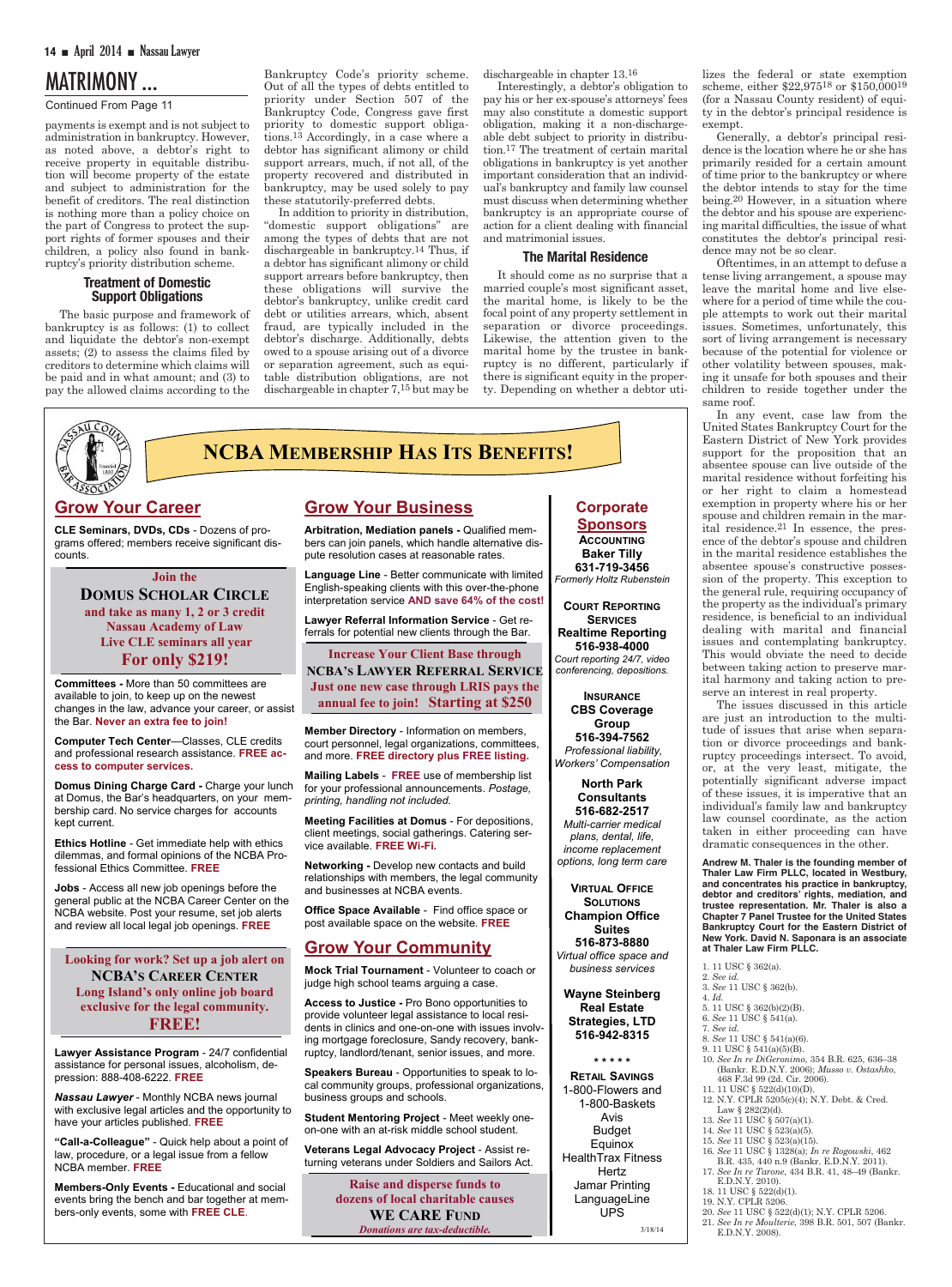# MATRIMONY ...

Continued From Page 11

payments is exempt and is not subject to administration in bankruptcy. However, as noted above, a debtor's right to receive property in equitable distribution will become property of the estate and subject to administration for the benefit of creditors. The real distinction is nothing more than a policy choice on the part of Congress to protect the support rights of former spouses and their children, a policy also found in bankruptcy's priority distribution scheme.

### Treatment of Domestic Support Obligations

The basic purpose and framework of bankruptcy is as follows: (1) to collect and liquidate the debtor's non-exempt assets; (2) to assess the claims filed by creditors to determine which claims will be paid and in what amount; and (3) to pay the allowed claims according to the Bankruptcy Code's priority scheme. Out of all the types of debts entitled to priority under Section 507 of the Bankruptcy Code, Congress gave first priority to domestic support obligations.[13] Accordingly, in a case where a debtor has significant alimony or child support arrears, much, if not all, of the property recovered and distributed in bankruptcy, may be used solely to pay these statutorily-preferred debts.

In addition to priority in distribution, "domestic support obligations" are among the types of debts that are not dischargeable in bankruptcy.[14] Thus, if a debtor has significant alimony or child support arrears before bankruptcy, then these obligations will survive the debtor's bankruptcy, unlike credit card debt or utilities arrears, which, absent fraud, are typically included in the debtor's discharge. Additionally, debts owed to a spouse arising out of a divorce or separation agreement, such as equitable distribution obligations, are not dischargeable in chapter 7,[15] but may be dischargeable in chapter 13.[16]

Interestingly, a debtor's obligation to pay his or her ex-spouse's attorneys' fees may also constitute a domestic support obligation, making it a non-dischargeable debt subject to priority in distribution.[17] The treatment of certain marital obligations in bankruptcy is yet another important consideration that an individual's bankruptcy and family law counsel must discuss when determining whether bankruptcy is an appropriate course of action for a client dealing with financial and matrimonial issues.

### The Marital Residence

It should come as no surprise that a married couple's most significant asset, the marital home, is likely to be the focal point of any property settlement in separation or divorce proceedings. Likewise, the attention given to the marital home by the trustee in bankruptcy is no different, particularly if there is significant equity in the property. Depending on whether a debtor utilizes the federal or state exemption scheme, either $22,975[18] or $150,000[19] (for a Nassau County resident) of equity in the debtor's principal residence is exempt.

Generally, a debtor's principal residence is the location where he or she has primarily resided for a certain amount of time prior to the bankruptcy or where the debtor intends to stay for the time being.[20] However, in a situation where the debtor and his spouse are experiencing marital difficulties, the issue of what constitutes the debtor's principal residence may not be so clear.

Oftentimes, in an attempt to defuse a tense living arrangement, a spouse may leave the marital home and live elsewhere for a period of time while the couple attempts to work out their marital issues. Sometimes, unfortunately, this sort of living arrangement is necessary because of the potential for violence or other volatility between spouses, making it unsafe for both spouses and their children to reside together under the same roof.

In any event, case law from the United States Bankruptcy Court for the Eastern District of New York provides support for the proposition that an absentee spouse can live outside of the marital residence without forfeiting his or her right to claim a homestead exemption in property where his or her spouse and children remain in the marital residence.[21] In essence, the presence of the debtor's spouse and children in the marital residence establishes the absentee spouse's constructive possession of the property. This exception to the general rule, requiring occupancy of the property as the individual's primary residence, is beneficial to an individual dealing with marital and financial issues and contemplating bankruptcy. This would obviate the need to decide between taking action to preserve marital harmony and taking action to preserve an interest in real property.

The issues discussed in this article are just an introduction to the multitude of issues that arise when separation or divorce proceedings and bankruptcy proceedings intersect. To avoid, or, at the very least, mitigate, the potentially significant adverse impact of these issues, it is imperative that an individual's family law and bankruptcy law counsel coordinate, as the action taken in either proceeding can have dramatic consequences in the other.

**Andrew M. Thaler is the founding member of Thaler Law Firm PLLC, located in Westbury, and concentrates his practice in bankruptcy, debtor and creditors' rights, mediation, and trustee representation. Mr. Thaler is also a Chapter 7 Panel Trustee for the United States Bankruptcy Court for the Eastern District of New York. David N. Saponara is an associate at Thaler Law Firm PLLC.**

1. 11 USC § 362(a).
2. *See id.*
3. *See* 11 USC § 362(b).
4. *Id.*
5. 11 USC § 362(b)(2)(B).
6. *See* 11 USC § 541(a).
7. *See id.*
8. *See* 11 USC § 541(a)(6).
9. 11 USC § 541(a)(5)(B).
10. *See In re DiGeronimo*, 354 B.R. 625, 636–38 (Bankr. E.D.N.Y. 2006); *Musso v. Ostashko*, 468 F.3d 99 (2d. Cir. 2006).
11. 11 USC § 522(d)(10)(D).
12. N.Y. CPLR 5205(c)(4); N.Y. Debt. & Cred. Law § 282(2)(d).
13. *See* 11 USC § 507(a)(1).
14. *See* 11 USC § 523(a)(5).
15. *See* 11 USC § 523(a)(15).
16. *See* 11 USC § 1328(a); *In re Rogowski*, 462 B.R. 435, 440 n.9 (Bankr. E.D.N.Y. 2011).
17. *See In re Tarone*, 434 B.R. 41, 48–49 (Bankr. E.D.N.Y. 2010).
18. 11 USC § 522(d)(1).
19. N.Y. CPLR 5206.
20. *See* 11 USC § 522(d)(1); N.Y. CPLR 5206.
21. *See In re Moulterie*, 398 B.R. 501, 507 (Bankr. E.D.N.Y. 2008).

---

## NCBA MEMBERSHIP HAS ITS BENEFITS!

### Grow Your Career

**CLE Seminars, DVDs, CDs** - Dozens of programs offered; members receive significant discounts.

**Join the DOMUS SCHOLAR CIRCLE and take as many 1, 2 or 3 credit Nassau Academy of Law Live CLE seminars all year For only $219!**

**Committees -** More than 50 committees are available to join, to keep up on the newest changes in the law, advance your career, or assist the Bar. **Never an extra fee to join!**

**Computer Tech Center**—Classes, CLE credits and professional research assistance. **FREE access to computer services.**

**Domus Dining Charge Card -** Charge your lunch at Domus, the Bar's headquarters, on your membership card. No service charges for accounts kept current.

**Ethics Hotline** - Get immediate help with ethics dilemmas, and formal opinions of the NCBA Professional Ethics Committee. **FREE**

**Jobs** - Access all new job openings before the general public at the NCBA Career Center on the NCBA website. Post your resume, set job alerts and review all local legal job openings. **FREE**

**Looking for work? Set up a job alert on NCBA'S CAREER CENTER Long Island's only online job board exclusive for the legal community. FREE!**

**Lawyer Assistance Program** - 24/7 confidential assistance for personal issues, alcoholism, depression: 888-408-6222. **FREE**

***Nassau Lawyer*** - Monthly NCBA news journal with exclusive legal articles and the opportunity to have your articles published. **FREE**

**"Call-a-Colleague"** - Quick help about a point of law, procedure, or a legal issue from a fellow NCBA member. **FREE**

**Members-Only Events -** Educational and social events bring the bench and bar together at members-only events, some with **FREE CLE**.

### Grow Your Business

**Arbitration, Mediation panels -** Qualified members can join panels, which handle alternative dispute resolution cases at reasonable rates.

**Language Line** - Better communicate with limited English-speaking clients with this over-the-phone interpretation service **AND save 64% of the cost!**

**Lawyer Referral Information Service** - Get referrals for potential new clients through the Bar.

**Increase Your Client Base through NCBA'S LAWYER REFERRAL SERVICE Just one new case through LRIS pays the annual fee to join! Starting at $250**

**Member Directory** - Information on members, court personnel, legal organizations, committees, and more. **FREE directory plus FREE listing.**

**Mailing Labels** - **FREE** use of membership list for your professional announcements. *Postage, printing, handling not included.*

**Meeting Facilities at Domus** - For depositions, client meetings, social gatherings. Catering service available. **FREE Wi-Fi.**

**Networking -** Develop new contacts and build relationships with members, the legal community and businesses at NCBA events.

**Office Space Available** - Find office space or post available space on the website. **FREE**

### Grow Your Community

**Mock Trial Tournament** - Volunteer to coach or judge high school teams arguing a case.

**Access to Justice -** Pro Bono opportunities to provide volunteer legal assistance to local residents in clinics and one-on-one with issues involving mortgage foreclosure, Sandy recovery, bankruptcy, landlord/tenant, senior issues, and more.

**Speakers Bureau** - Opportunities to speak to local community groups, professional organizations, business groups and schools.

**Student Mentoring Project** - Meet weekly one-on-one with an at-risk middle school student.

**Veterans Legal Advocacy Project** - Assist returning veterans under Soldiers and Sailors Act.

**Raise and disperse funds to dozens of local charitable causes WE CARE FUND** *Donations are tax-deductible.*

### Corporate Sponsors

**ACCOUNTING**
**Baker Tilly**
**631-719-3456**
*Formerly Holtz Rubenstein*

**COURT REPORTING SERVICES**
**Realtime Reporting**
**516-938-4000**
*Court reporting 24/7, video conferencing, depositions.*

**INSURANCE**
**CBS Coverage Group**
**516-394-7562**
*Professional liability, Workers' Compensation*

**North Park Consultants**
**516-682-2517**
*Multi-carrier medical plans, dental, life, income replacement options, long term care*

**VIRTUAL OFFICE SOLUTIONS**
**Champion Office Suites**
**516-873-8880**
*Virtual office space and business services*

**Wayne Steinberg Real Estate Strategies, LTD**
**516-942-8315**

\* \* \* \* \*

**RETAIL SAVINGS**
1-800-Flowers and 1-800-Baskets
Avis
Budget
Equinox
HealthTrax Fitness
Hertz
Jamar Printing
LanguageLine
UPS

3/18/14